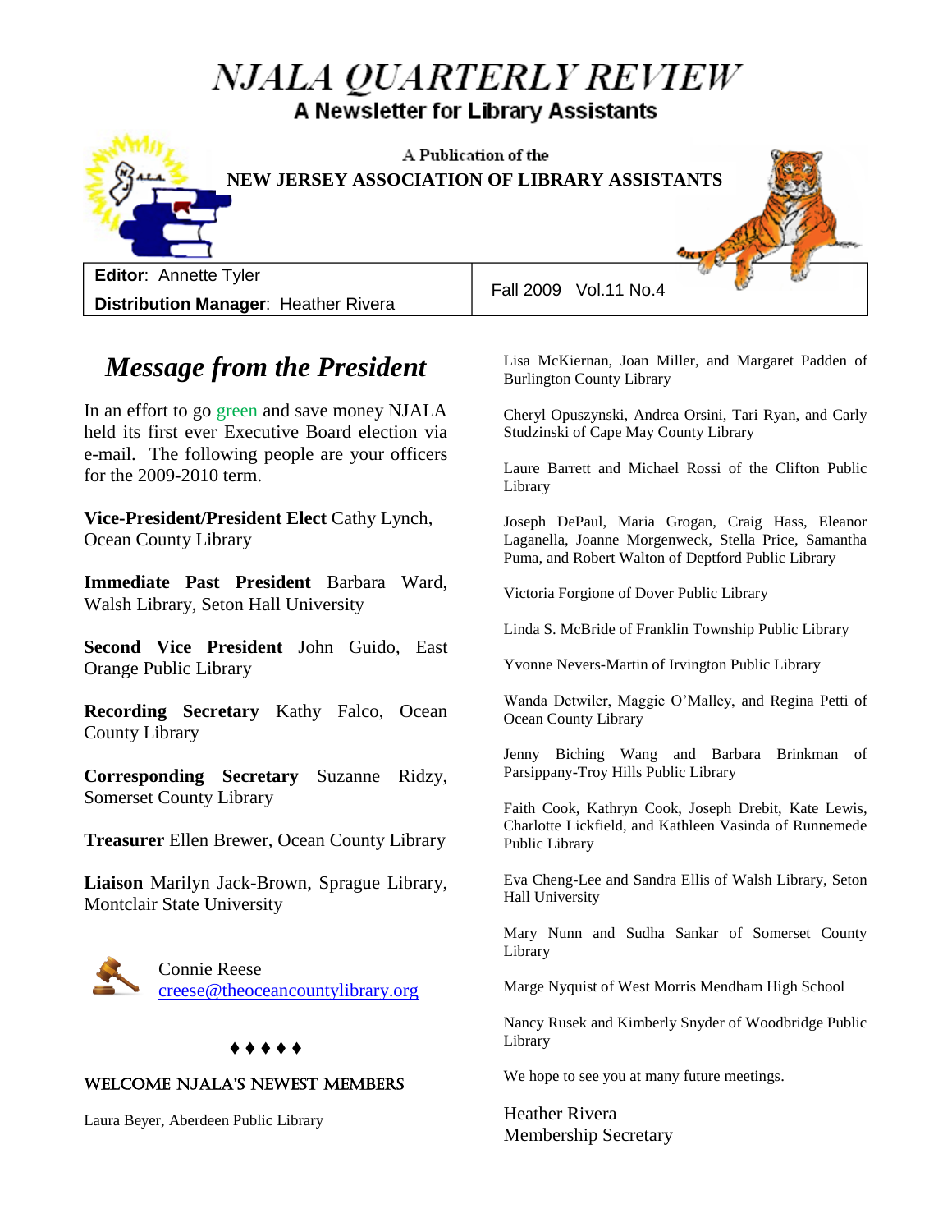# NJALA QUARTERLY REVIEW

**A Newsletter for Library Assistants**

A Publication of the

**NEW JERSEY ASSOCIATION OF LIBRARY ASSISTANTS**

**Editor**: Annette Tyler
**Distribution Manager**: Heather Rivera

Fall 2009 Vol.11 No.4

## *Message from the President*

In an effort to go green and save money NJALA held its first ever Executive Board election via e-mail. The following people are your officers for the 2009-2010 term.

**Vice-President/President Elect** Cathy Lynch, Ocean County Library

**Immediate Past President** Barbara Ward, Walsh Library, Seton Hall University

**Second Vice President** John Guido, East Orange Public Library

**Recording Secretary** Kathy Falco, Ocean County Library

**Corresponding Secretary** Suzanne Ridzy, Somerset County Library

**Treasurer** Ellen Brewer, Ocean County Library

**Liaison** Marilyn Jack-Brown, Sprague Library, Montclair State University

Connie Reese
creese@theoceancountylibrary.org

♦ ♦ ♦ ♦ ♦

## WELCOME NJALA'S NEWEST MEMBERS

Laura Beyer, Aberdeen Public Library

Lisa McKiernan, Joan Miller, and Margaret Padden of Burlington County Library

Cheryl Opuszynski, Andrea Orsini, Tari Ryan, and Carly Studzinski of Cape May County Library

Laure Barrett and Michael Rossi of the Clifton Public Library

Joseph DePaul, Maria Grogan, Craig Hass, Eleanor Laganella, Joanne Morgenweck, Stella Price, Samantha Puma, and Robert Walton of Deptford Public Library

Victoria Forgione of Dover Public Library

Linda S. McBride of Franklin Township Public Library

Yvonne Nevers-Martin of Irvington Public Library

Wanda Detwiler, Maggie O'Malley, and Regina Petti of Ocean County Library

Jenny Biching Wang and Barbara Brinkman of Parsippany-Troy Hills Public Library

Faith Cook, Kathryn Cook, Joseph Drebit, Kate Lewis, Charlotte Lickfield, and Kathleen Vasinda of Runnemede Public Library

Eva Cheng-Lee and Sandra Ellis of Walsh Library, Seton Hall University

Mary Nunn and Sudha Sankar of Somerset County Library

Marge Nyquist of West Morris Mendham High School

Nancy Rusek and Kimberly Snyder of Woodbridge Public Library

We hope to see you at many future meetings.

Heather Rivera
Membership Secretary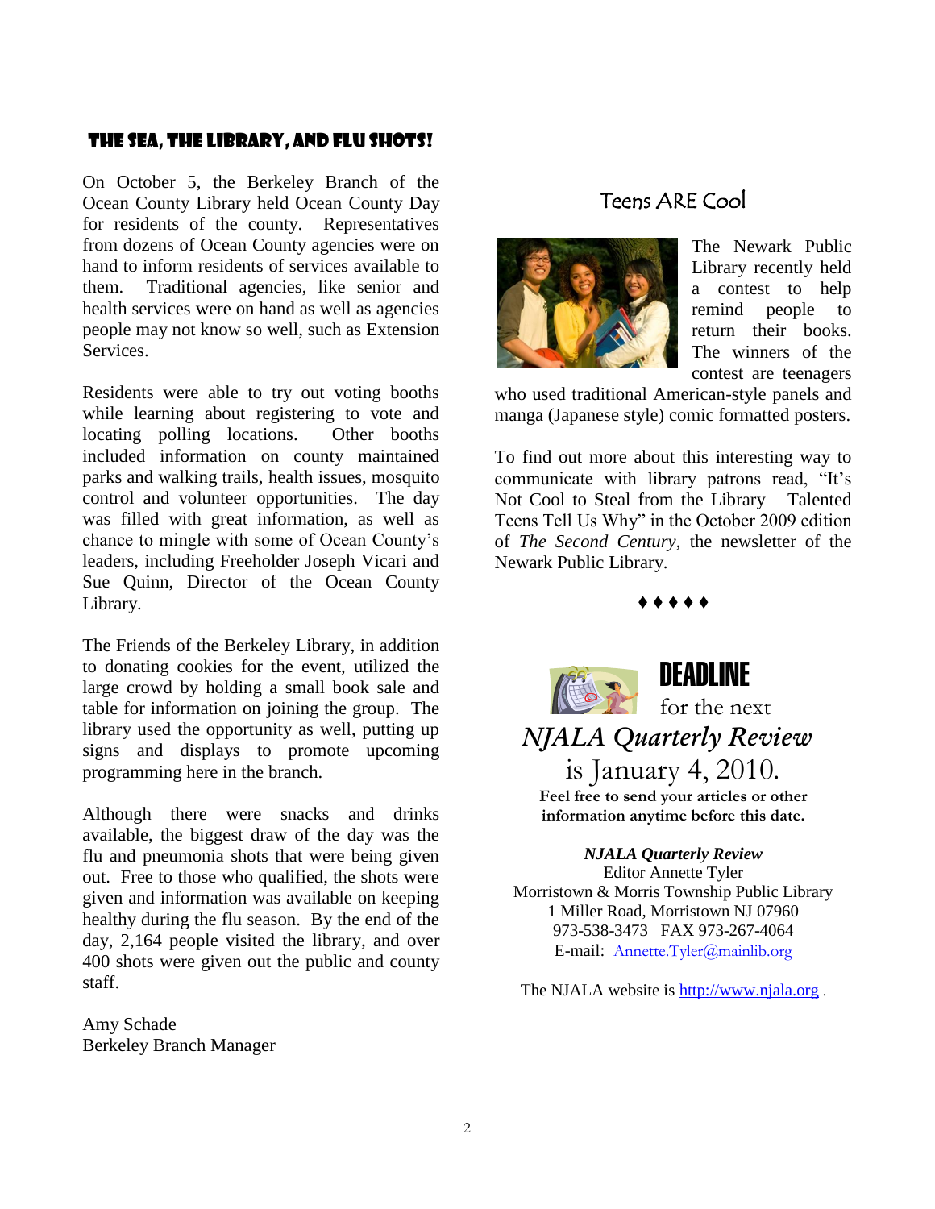## The Sea, the Library, and Flu Shots!

On October 5, the Berkeley Branch of the Ocean County Library held Ocean County Day for residents of the county. Representatives from dozens of Ocean County agencies were on hand to inform residents of services available to them. Traditional agencies, like senior and health services were on hand as well as agencies people may not know so well, such as Extension Services.

Residents were able to try out voting booths while learning about registering to vote and locating polling locations. Other booths included information on county maintained parks and walking trails, health issues, mosquito control and volunteer opportunities. The day was filled with great information, as well as chance to mingle with some of Ocean County's leaders, including Freeholder Joseph Vicari and Sue Quinn, Director of the Ocean County Library.

The Friends of the Berkeley Library, in addition to donating cookies for the event, utilized the large crowd by holding a small book sale and table for information on joining the group. The library used the opportunity as well, putting up signs and displays to promote upcoming programming here in the branch.

Although there were snacks and drinks available, the biggest draw of the day was the flu and pneumonia shots that were being given out. Free to those who qualified, the shots were given and information was available on keeping healthy during the flu season. By the end of the day, 2,164 people visited the library, and over 400 shots were given out the public and county staff.

Amy Schade
Berkeley Branch Manager

## Teens ARE Cool

The Newark Public Library recently held a contest to help remind people to return their books. The winners of the contest are teenagers who used traditional American-style panels and manga (Japanese style) comic formatted posters.

To find out more about this interesting way to communicate with library patrons read, "It's Not Cool to Steal from the Library Talented Teens Tell Us Why" in the October 2009 edition of *The Second Century*, the newsletter of the Newark Public Library.

♦ ♦ ♦ ♦ ♦

## DEADLINE

for the next

*NJALA Quarterly Review*

is January 4, 2010.

**Feel free to send your articles or other information anytime before this date.**

***NJALA Quarterly Review***
Editor Annette Tyler
Morristown & Morris Township Public Library
1 Miller Road, Morristown NJ 07960
973-538-3473 FAX 973-267-4064
E-mail: Annette.Tyler@mainlib.org

The NJALA website is http://www.njala.org .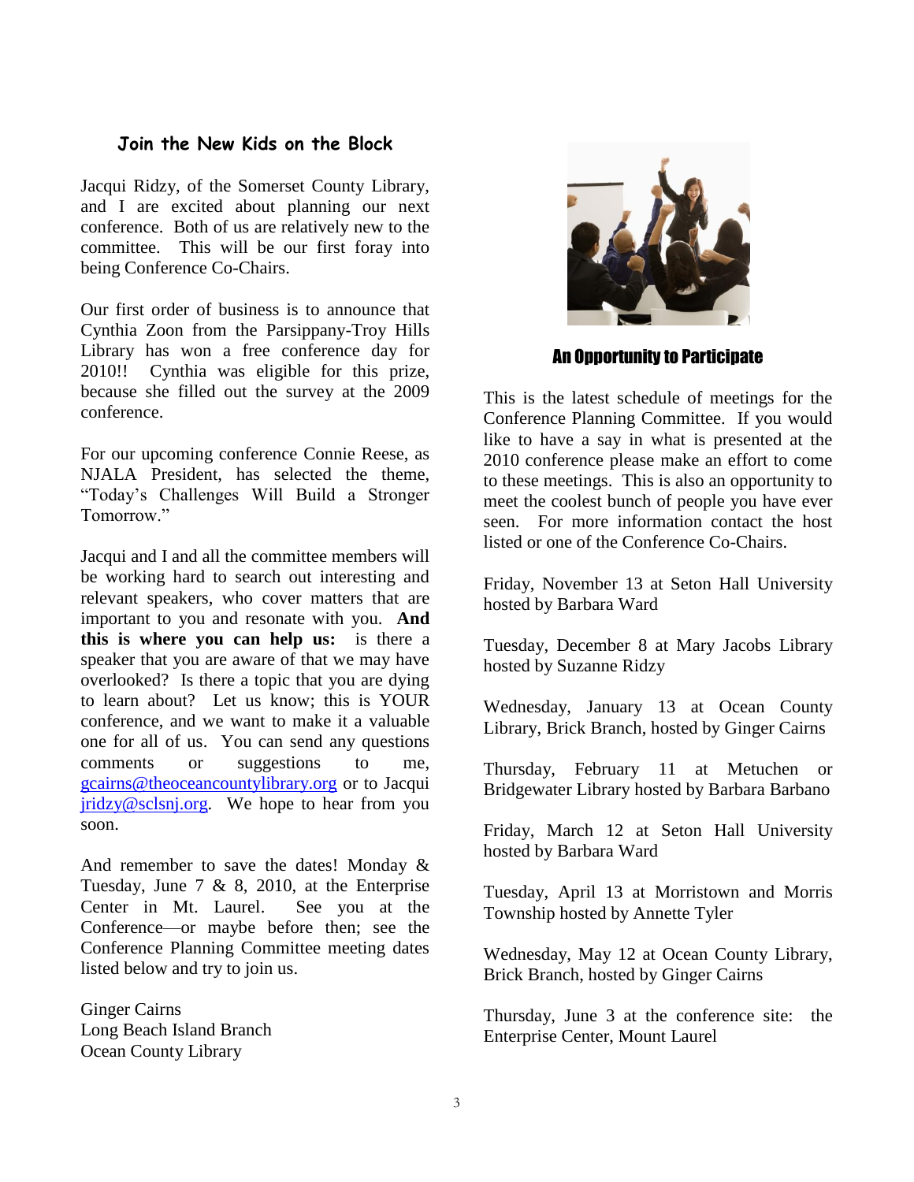## Join the New Kids on the Block

Jacqui Ridzy, of the Somerset County Library, and I are excited about planning our next conference. Both of us are relatively new to the committee. This will be our first foray into being Conference Co-Chairs.

Our first order of business is to announce that Cynthia Zoon from the Parsippany-Troy Hills Library has won a free conference day for 2010!! Cynthia was eligible for this prize, because she filled out the survey at the 2009 conference.

For our upcoming conference Connie Reese, as NJALA President, has selected the theme, "Today's Challenges Will Build a Stronger Tomorrow."

Jacqui and I and all the committee members will be working hard to search out interesting and relevant speakers, who cover matters that are important to you and resonate with you. **And this is where you can help us:** is there a speaker that you are aware of that we may have overlooked? Is there a topic that you are dying to learn about? Let us know; this is YOUR conference, and we want to make it a valuable one for all of us. You can send any questions comments or suggestions to me, gcairns@theoceancountylibrary.org or to Jacqui jridzy@sclsnj.org. We hope to hear from you soon.

And remember to save the dates! Monday & Tuesday, June 7 & 8, 2010, at the Enterprise Center in Mt. Laurel. See you at the Conference—or maybe before then; see the Conference Planning Committee meeting dates listed below and try to join us.

Ginger Cairns
Long Beach Island Branch
Ocean County Library

## An Opportunity to Participate

This is the latest schedule of meetings for the Conference Planning Committee. If you would like to have a say in what is presented at the 2010 conference please make an effort to come to these meetings. This is also an opportunity to meet the coolest bunch of people you have ever seen. For more information contact the host listed or one of the Conference Co-Chairs.

Friday, November 13 at Seton Hall University hosted by Barbara Ward

Tuesday, December 8 at Mary Jacobs Library hosted by Suzanne Ridzy

Wednesday, January 13 at Ocean County Library, Brick Branch, hosted by Ginger Cairns

Thursday, February 11 at Metuchen or Bridgewater Library hosted by Barbara Barbano

Friday, March 12 at Seton Hall University hosted by Barbara Ward

Tuesday, April 13 at Morristown and Morris Township hosted by Annette Tyler

Wednesday, May 12 at Ocean County Library, Brick Branch, hosted by Ginger Cairns

Thursday, June 3 at the conference site: the Enterprise Center, Mount Laurel